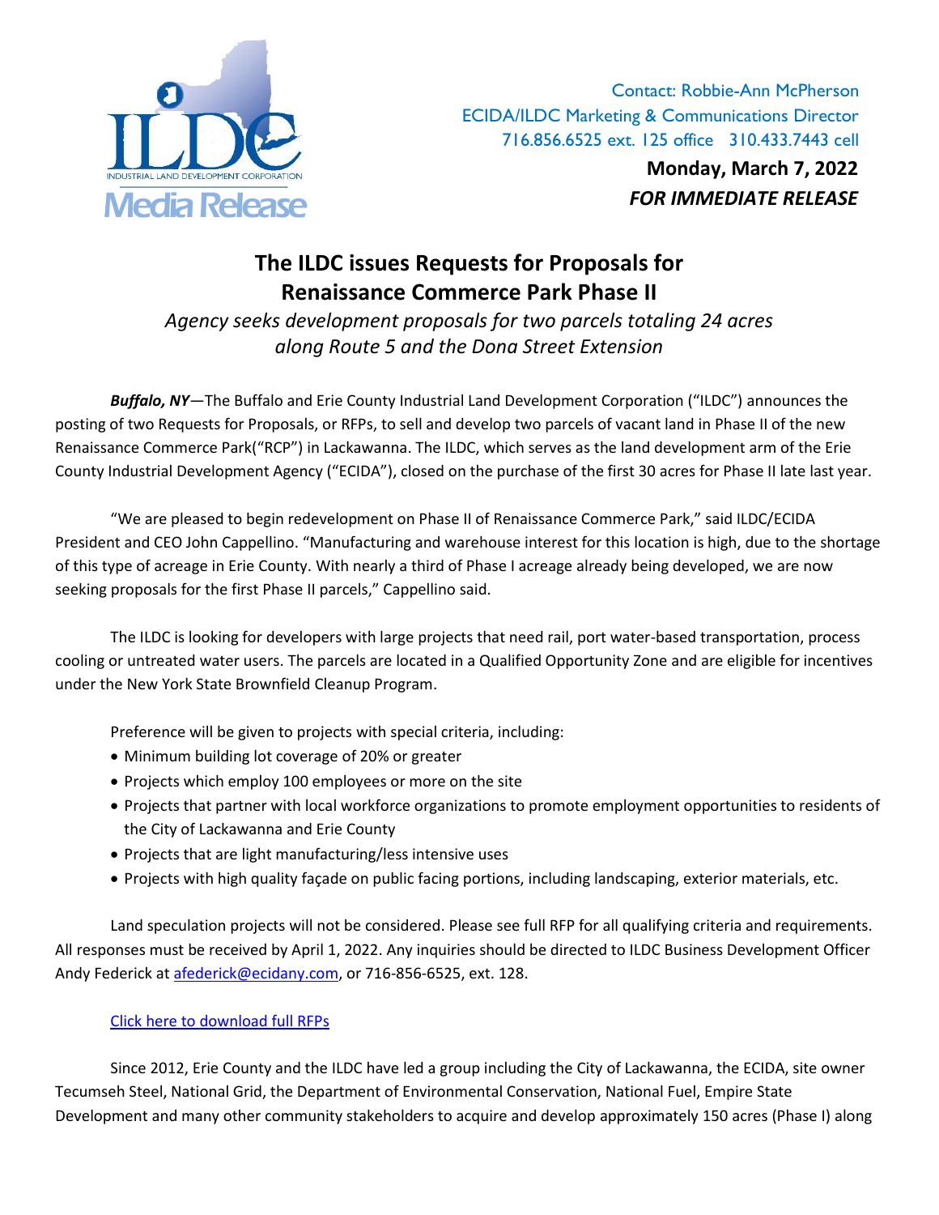ILDC
INDUSTRIAL LAND DEVELOPMENT CORPORATION
Media Release

Contact: Robbie-Ann McPherson
ECIDA/ILDC Marketing & Communications Director
716.856.6525 ext. 125 office 310.433.7443 cell

**Monday, March 7, 2022**
***FOR IMMEDIATE RELEASE***

# The ILDC issues Requests for Proposals for Renaissance Commerce Park Phase II

*Agency seeks development proposals for two parcels totaling 24 acres along Route 5 and the Dona Street Extension*

***Buffalo, NY***—The Buffalo and Erie County Industrial Land Development Corporation ("ILDC") announces the posting of two Requests for Proposals, or RFPs, to sell and develop two parcels of vacant land in Phase II of the new Renaissance Commerce Park("RCP") in Lackawanna. The ILDC, which serves as the land development arm of the Erie County Industrial Development Agency ("ECIDA"), closed on the purchase of the first 30 acres for Phase II late last year.

"We are pleased to begin redevelopment on Phase II of Renaissance Commerce Park," said ILDC/ECIDA President and CEO John Cappellino. "Manufacturing and warehouse interest for this location is high, due to the shortage of this type of acreage in Erie County. With nearly a third of Phase I acreage already being developed, we are now seeking proposals for the first Phase II parcels," Cappellino said.

The ILDC is looking for developers with large projects that need rail, port water-based transportation, process cooling or untreated water users. The parcels are located in a Qualified Opportunity Zone and are eligible for incentives under the New York State Brownfield Cleanup Program.

Preference will be given to projects with special criteria, including:

- Minimum building lot coverage of 20% or greater
- Projects which employ 100 employees or more on the site
- Projects that partner with local workforce organizations to promote employment opportunities to residents of the City of Lackawanna and Erie County
- Projects that are light manufacturing/less intensive uses
- Projects with high quality façade on public facing portions, including landscaping, exterior materials, etc.

Land speculation projects will not be considered. Please see full RFP for all qualifying criteria and requirements. All responses must be received by April 1, 2022. Any inquiries should be directed to ILDC Business Development Officer Andy Federick at afederick@ecidany.com, or 716-856-6525, ext. 128.

Click here to download full RFPs

Since 2012, Erie County and the ILDC have led a group including the City of Lackawanna, the ECIDA, site owner Tecumseh Steel, National Grid, the Department of Environmental Conservation, National Fuel, Empire State Development and many other community stakeholders to acquire and develop approximately 150 acres (Phase I) along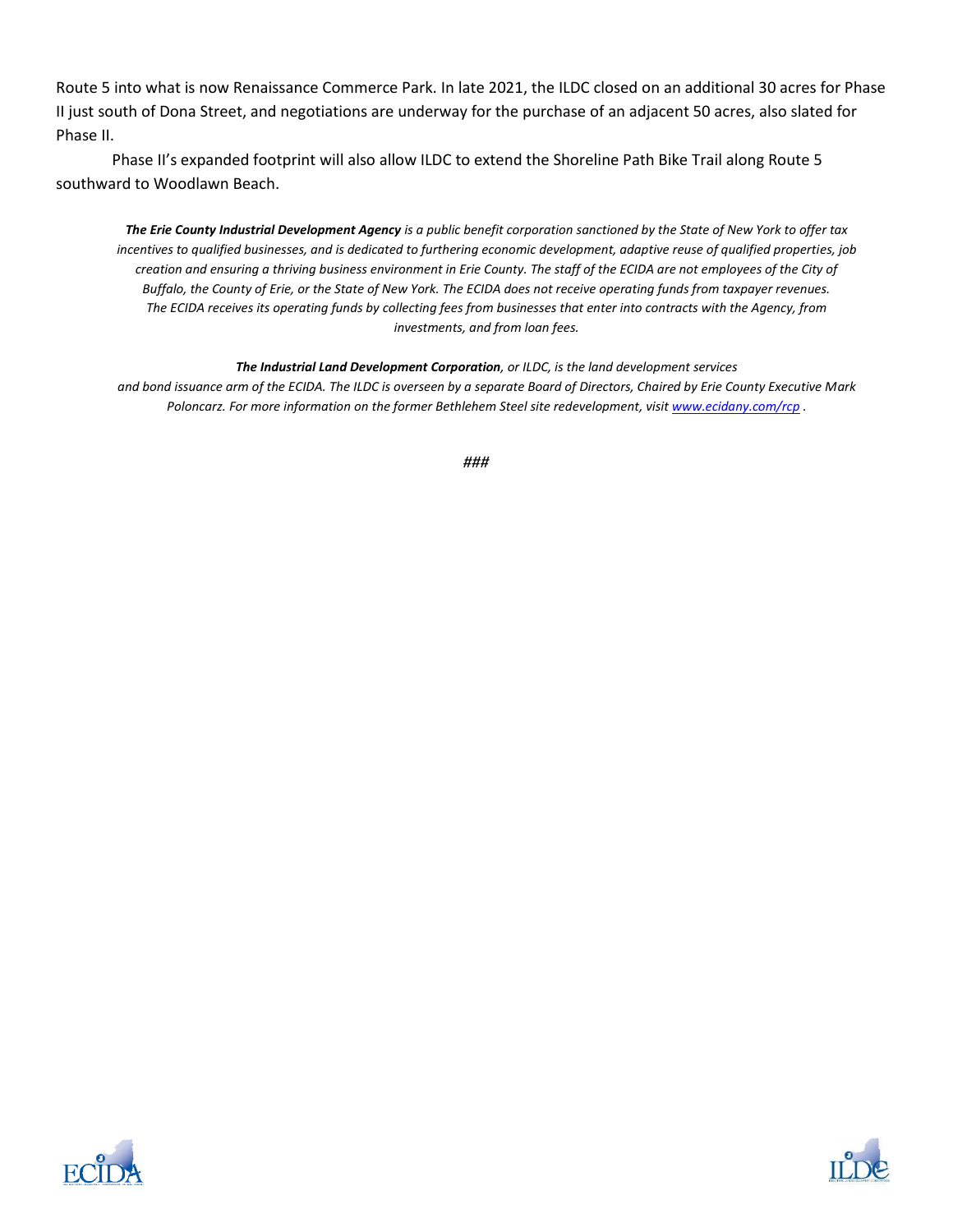Route 5 into what is now Renaissance Commerce Park. In late 2021, the ILDC closed on an additional 30 acres for Phase II just south of Dona Street, and negotiations are underway for the purchase of an adjacent 50 acres, also slated for Phase II.

Phase II's expanded footprint will also allow ILDC to extend the Shoreline Path Bike Trail along Route 5 southward to Woodlawn Beach.

***The Erie County Industrial Development Agency** is a public benefit corporation sanctioned by the State of New York to offer tax incentives to qualified businesses, and is dedicated to furthering economic development, adaptive reuse of qualified properties, job creation and ensuring a thriving business environment in Erie County. The staff of the ECIDA are not employees of the City of Buffalo, the County of Erie, or the State of New York. The ECIDA does not receive operating funds from taxpayer revenues. The ECIDA receives its operating funds by collecting fees from businesses that enter into contracts with the Agency, from investments, and from loan fees.*

***The Industrial Land Development Corporation**, or ILDC, is the land development services and bond issuance arm of the ECIDA. The ILDC is overseen by a separate Board of Directors, Chaired by Erie County Executive Mark Poloncarz. For more information on the former Bethlehem Steel site redevelopment, visit [www.ecidany.com/rcp](www.ecidany.com/rcp) .*

###